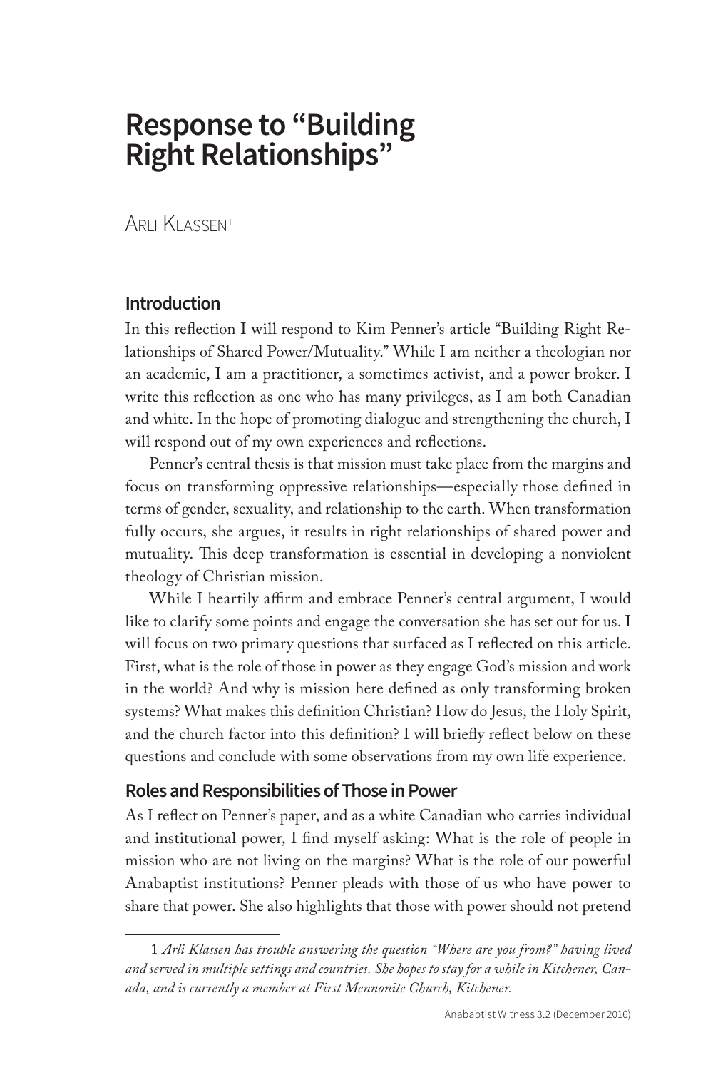# Response to "Building Right Relationships"

Arli Klassen[1]

## Introduction

In this reflection I will respond to Kim Penner's article "Building Right Relationships of Shared Power/Mutuality." While I am neither a theologian nor an academic, I am a practitioner, a sometimes activist, and a power broker. I write this reflection as one who has many privileges, as I am both Canadian and white. In the hope of promoting dialogue and strengthening the church, I will respond out of my own experiences and reflections.

Penner's central thesis is that mission must take place from the margins and focus on transforming oppressive relationships—especially those defined in terms of gender, sexuality, and relationship to the earth. When transformation fully occurs, she argues, it results in right relationships of shared power and mutuality. This deep transformation is essential in developing a nonviolent theology of Christian mission.

While I heartily affirm and embrace Penner's central argument, I would like to clarify some points and engage the conversation she has set out for us. I will focus on two primary questions that surfaced as I reflected on this article. First, what is the role of those in power as they engage God's mission and work in the world? And why is mission here defined as only transforming broken systems? What makes this definition Christian? How do Jesus, the Holy Spirit, and the church factor into this definition? I will briefly reflect below on these questions and conclude with some observations from my own life experience.

## Roles and Responsibilities of Those in Power

As I reflect on Penner's paper, and as a white Canadian who carries individual and institutional power, I find myself asking: What is the role of people in mission who are not living on the margins? What is the role of our powerful Anabaptist institutions? Penner pleads with those of us who have power to share that power. She also highlights that those with power should not pretend

---

[1] *Arli Klassen has trouble answering the question "Where are you from?" having lived and served in multiple settings and countries. She hopes to stay for a while in Kitchener, Canada, and is currently a member at First Mennonite Church, Kitchener.*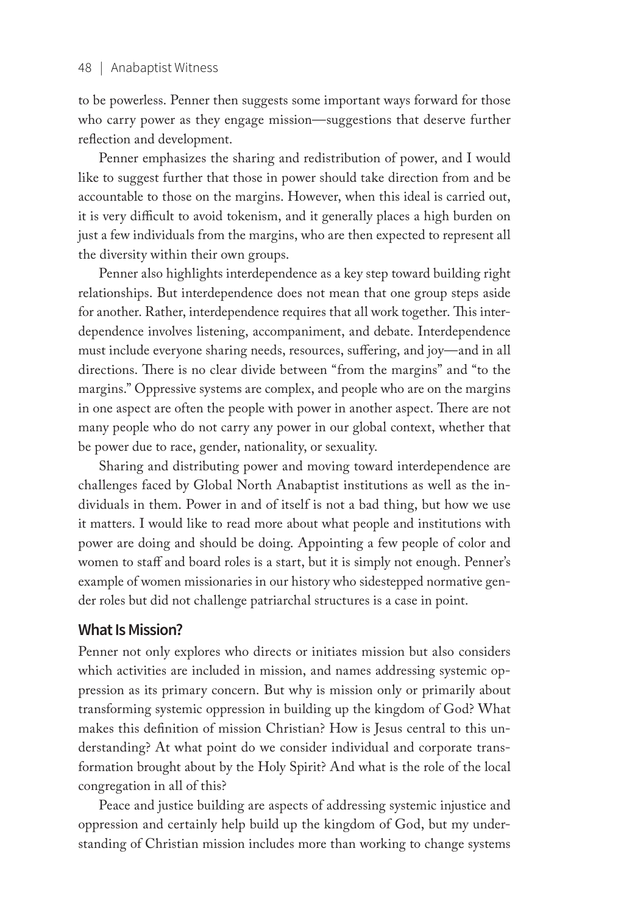to be powerless. Penner then suggests some important ways forward for those who carry power as they engage mission—suggestions that deserve further reflection and development.

Penner emphasizes the sharing and redistribution of power, and I would like to suggest further that those in power should take direction from and be accountable to those on the margins. However, when this ideal is carried out, it is very difficult to avoid tokenism, and it generally places a high burden on just a few individuals from the margins, who are then expected to represent all the diversity within their own groups.

Penner also highlights interdependence as a key step toward building right relationships. But interdependence does not mean that one group steps aside for another. Rather, interdependence requires that all work together. This interdependence involves listening, accompaniment, and debate. Interdependence must include everyone sharing needs, resources, suffering, and joy—and in all directions. There is no clear divide between "from the margins" and "to the margins." Oppressive systems are complex, and people who are on the margins in one aspect are often the people with power in another aspect. There are not many people who do not carry any power in our global context, whether that be power due to race, gender, nationality, or sexuality.

Sharing and distributing power and moving toward interdependence are challenges faced by Global North Anabaptist institutions as well as the individuals in them. Power in and of itself is not a bad thing, but how we use it matters. I would like to read more about what people and institutions with power are doing and should be doing. Appointing a few people of color and women to staff and board roles is a start, but it is simply not enough. Penner's example of women missionaries in our history who sidestepped normative gender roles but did not challenge patriarchal structures is a case in point.

## What Is Mission?

Penner not only explores who directs or initiates mission but also considers which activities are included in mission, and names addressing systemic oppression as its primary concern. But why is mission only or primarily about transforming systemic oppression in building up the kingdom of God? What makes this definition of mission Christian? How is Jesus central to this understanding? At what point do we consider individual and corporate transformation brought about by the Holy Spirit? And what is the role of the local congregation in all of this?

Peace and justice building are aspects of addressing systemic injustice and oppression and certainly help build up the kingdom of God, but my understanding of Christian mission includes more than working to change systems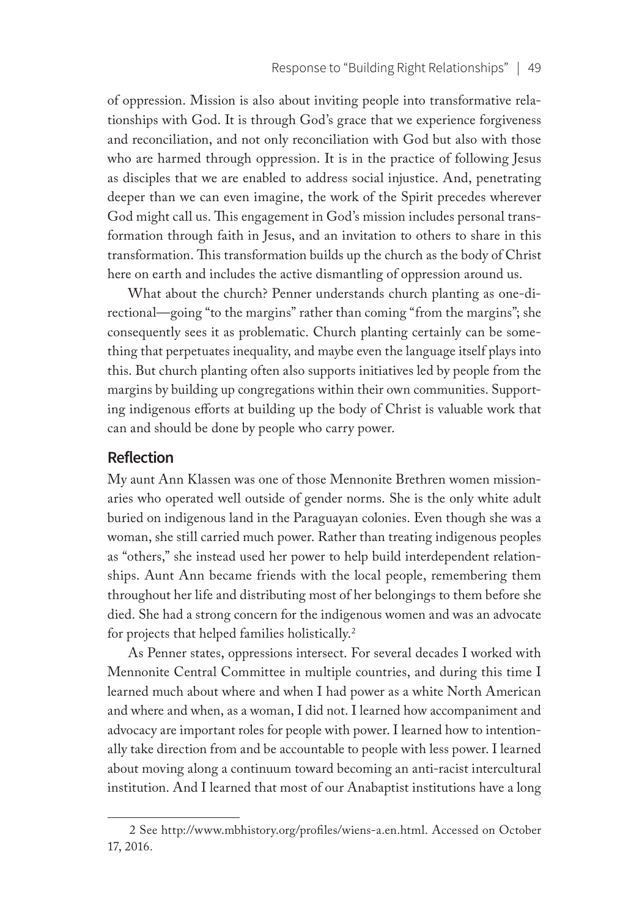of oppression. Mission is also about inviting people into transformative relationships with God. It is through God's grace that we experience forgiveness and reconciliation, and not only reconciliation with God but also with those who are harmed through oppression. It is in the practice of following Jesus as disciples that we are enabled to address social injustice. And, penetrating deeper than we can even imagine, the work of the Spirit precedes wherever God might call us. This engagement in God's mission includes personal transformation through faith in Jesus, and an invitation to others to share in this transformation. This transformation builds up the church as the body of Christ here on earth and includes the active dismantling of oppression around us.

What about the church? Penner understands church planting as one-directional—going "to the margins" rather than coming "from the margins"; she consequently sees it as problematic. Church planting certainly can be something that perpetuates inequality, and maybe even the language itself plays into this. But church planting often also supports initiatives led by people from the margins by building up congregations within their own communities. Supporting indigenous efforts at building up the body of Christ is valuable work that can and should be done by people who carry power.

## Reflection

My aunt Ann Klassen was one of those Mennonite Brethren women missionaries who operated well outside of gender norms. She is the only white adult buried on indigenous land in the Paraguayan colonies. Even though she was a woman, she still carried much power. Rather than treating indigenous peoples as "others," she instead used her power to help build interdependent relationships. Aunt Ann became friends with the local people, remembering them throughout her life and distributing most of her belongings to them before she died. She had a strong concern for the indigenous women and was an advocate for projects that helped families holistically.[2]

As Penner states, oppressions intersect. For several decades I worked with Mennonite Central Committee in multiple countries, and during this time I learned much about where and when I had power as a white North American and where and when, as a woman, I did not. I learned how accompaniment and advocacy are important roles for people with power. I learned how to intentionally take direction from and be accountable to people with less power. I learned about moving along a continuum toward becoming an anti-racist intercultural institution. And I learned that most of our Anabaptist institutions have a long

2 See http://www.mbhistory.org/profiles/wiens-a.en.html. Accessed on October 17, 2016.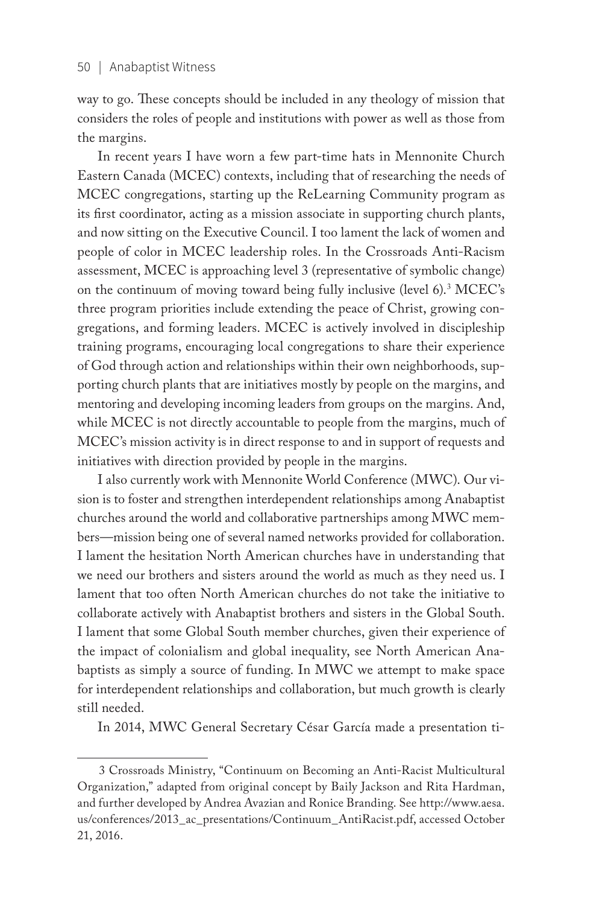way to go. These concepts should be included in any theology of mission that considers the roles of people and institutions with power as well as those from the margins.

In recent years I have worn a few part-time hats in Mennonite Church Eastern Canada (MCEC) contexts, including that of researching the needs of MCEC congregations, starting up the ReLearning Community program as its first coordinator, acting as a mission associate in supporting church plants, and now sitting on the Executive Council. I too lament the lack of women and people of color in MCEC leadership roles. In the Crossroads Anti-Racism assessment, MCEC is approaching level 3 (representative of symbolic change) on the continuum of moving toward being fully inclusive (level 6).[3] MCEC's three program priorities include extending the peace of Christ, growing congregations, and forming leaders. MCEC is actively involved in discipleship training programs, encouraging local congregations to share their experience of God through action and relationships within their own neighborhoods, supporting church plants that are initiatives mostly by people on the margins, and mentoring and developing incoming leaders from groups on the margins. And, while MCEC is not directly accountable to people from the margins, much of MCEC's mission activity is in direct response to and in support of requests and initiatives with direction provided by people in the margins.

I also currently work with Mennonite World Conference (MWC). Our vision is to foster and strengthen interdependent relationships among Anabaptist churches around the world and collaborative partnerships among MWC members—mission being one of several named networks provided for collaboration. I lament the hesitation North American churches have in understanding that we need our brothers and sisters around the world as much as they need us. I lament that too often North American churches do not take the initiative to collaborate actively with Anabaptist brothers and sisters in the Global South. I lament that some Global South member churches, given their experience of the impact of colonialism and global inequality, see North American Anabaptists as simply a source of funding. In MWC we attempt to make space for interdependent relationships and collaboration, but much growth is clearly still needed.

In 2014, MWC General Secretary César García made a presentation ti-

---

3 Crossroads Ministry, "Continuum on Becoming an Anti-Racist Multicultural Organization," adapted from original concept by Baily Jackson and Rita Hardman, and further developed by Andrea Avazian and Ronice Branding. See http://www.aesa.us/conferences/2013_ac_presentations/Continuum_AntiRacist.pdf, accessed October 21, 2016.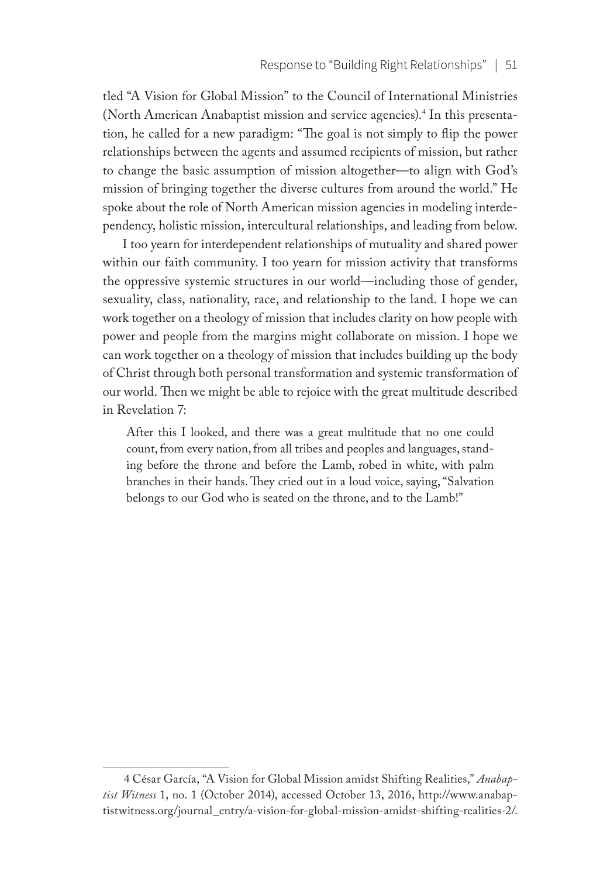tled "A Vision for Global Mission" to the Council of International Ministries (North American Anabaptist mission and service agencies).[4] In this presentation, he called for a new paradigm: "The goal is not simply to flip the power relationships between the agents and assumed recipients of mission, but rather to change the basic assumption of mission altogether—to align with God's mission of bringing together the diverse cultures from around the world." He spoke about the role of North American mission agencies in modeling interdependency, holistic mission, intercultural relationships, and leading from below.

I too yearn for interdependent relationships of mutuality and shared power within our faith community. I too yearn for mission activity that transforms the oppressive systemic structures in our world—including those of gender, sexuality, class, nationality, race, and relationship to the land. I hope we can work together on a theology of mission that includes clarity on how people with power and people from the margins might collaborate on mission. I hope we can work together on a theology of mission that includes building up the body of Christ through both personal transformation and systemic transformation of our world. Then we might be able to rejoice with the great multitude described in Revelation 7:

> After this I looked, and there was a great multitude that no one could count, from every nation, from all tribes and peoples and languages, standing before the throne and before the Lamb, robed in white, with palm branches in their hands. They cried out in a loud voice, saying, "Salvation belongs to our God who is seated on the throne, and to the Lamb!"

---

4 César García, "A Vision for Global Mission amidst Shifting Realities," *Anabaptist Witness* 1, no. 1 (October 2014), accessed October 13, 2016, http://www.anabaptistwitness.org/journal_entry/a-vision-for-global-mission-amidst-shifting-realities-2/.